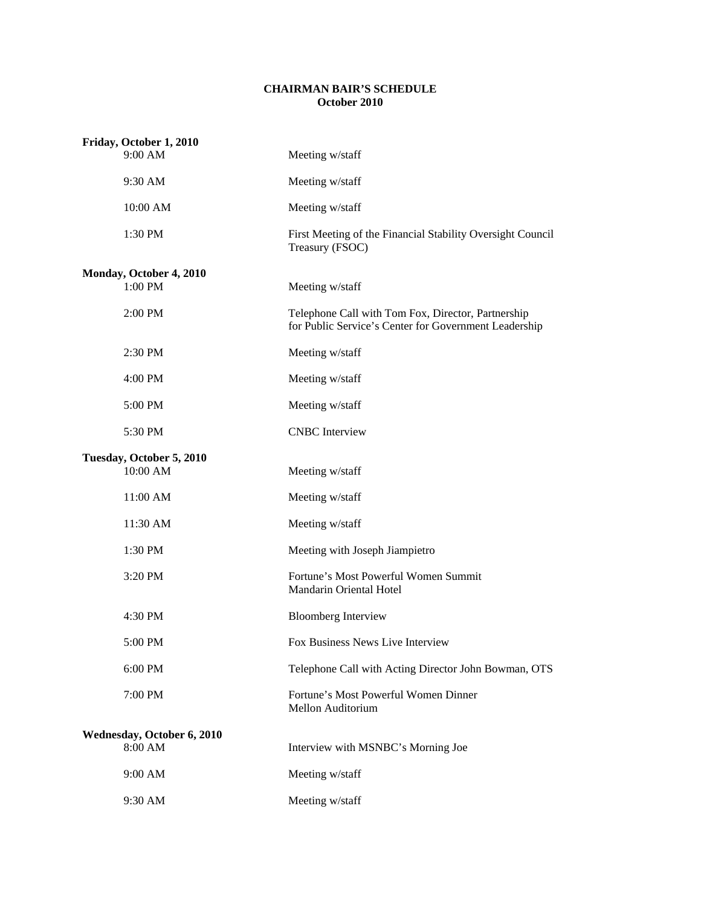# CHAIRMAN BAIR'S SCHEDULE
## October 2010

**Friday, October 1, 2010**

| | |
|---|---|
| 9:00 AM | Meeting w/staff |
| 9:30 AM | Meeting w/staff |
| 10:00 AM | Meeting w/staff |
| 1:30 PM | First Meeting of the Financial Stability Oversight Council Treasury (FSOC) |

**Monday, October 4, 2010**

| | |
|---|---|
| 1:00 PM | Meeting w/staff |
| 2:00 PM | Telephone Call with Tom Fox, Director, Partnership for Public Service's Center for Government Leadership |
| 2:30 PM | Meeting w/staff |
| 4:00 PM | Meeting w/staff |
| 5:00 PM | Meeting w/staff |
| 5:30 PM | CNBC Interview |

**Tuesday, October 5, 2010**

| | |
|---|---|
| 10:00 AM | Meeting w/staff |
| 11:00 AM | Meeting w/staff |
| 11:30 AM | Meeting w/staff |
| 1:30 PM | Meeting with Joseph Jiampietro |
| 3:20 PM | Fortune's Most Powerful Women Summit Mandarin Oriental Hotel |
| 4:30 PM | Bloomberg Interview |
| 5:00 PM | Fox Business News Live Interview |
| 6:00 PM | Telephone Call with Acting Director John Bowman, OTS |
| 7:00 PM | Fortune's Most Powerful Women Dinner Mellon Auditorium |

**Wednesday, October 6, 2010**

| | |
|---|---|
| 8:00 AM | Interview with MSNBC's Morning Joe |
| 9:00 AM | Meeting w/staff |
| 9:30 AM | Meeting w/staff |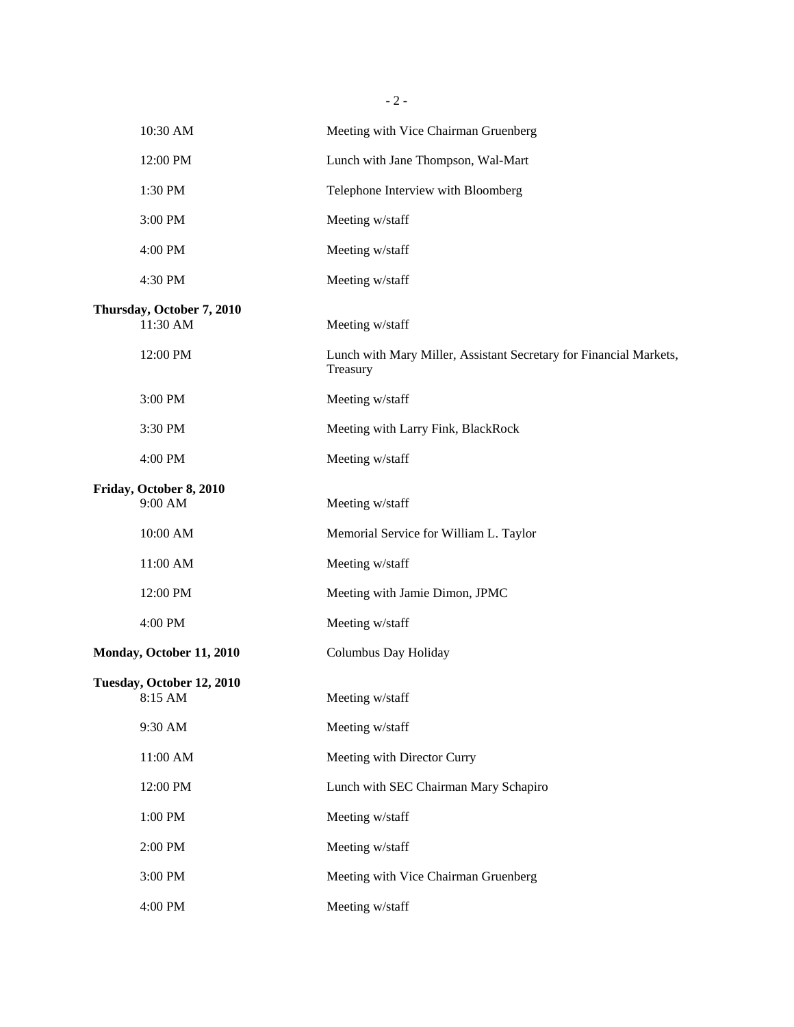| | |
|---|---|
| 10:30 AM | Meeting with Vice Chairman Gruenberg |
| 12:00 PM | Lunch with Jane Thompson, Wal-Mart |
| 1:30 PM | Telephone Interview with Bloomberg |
| 3:00 PM | Meeting w/staff |
| 4:00 PM | Meeting w/staff |
| 4:30 PM | Meeting w/staff |
| **Thursday, October 7, 2010** | |
| 11:30 AM | Meeting w/staff |
| 12:00 PM | Lunch with Mary Miller, Assistant Secretary for Financial Markets, Treasury |
| 3:00 PM | Meeting w/staff |
| 3:30 PM | Meeting with Larry Fink, BlackRock |
| 4:00 PM | Meeting w/staff |
| **Friday, October 8, 2010** | |
| 9:00 AM | Meeting w/staff |
| 10:00 AM | Memorial Service for William L. Taylor |
| 11:00 AM | Meeting w/staff |
| 12:00 PM | Meeting with Jamie Dimon, JPMC |
| 4:00 PM | Meeting w/staff |
| **Monday, October 11, 2010** | Columbus Day Holiday |
| **Tuesday, October 12, 2010** | |
| 8:15 AM | Meeting w/staff |
| 9:30 AM | Meeting w/staff |
| 11:00 AM | Meeting with Director Curry |
| 12:00 PM | Lunch with SEC Chairman Mary Schapiro |
| 1:00 PM | Meeting w/staff |
| 2:00 PM | Meeting w/staff |
| 3:00 PM | Meeting with Vice Chairman Gruenberg |
| 4:00 PM | Meeting w/staff |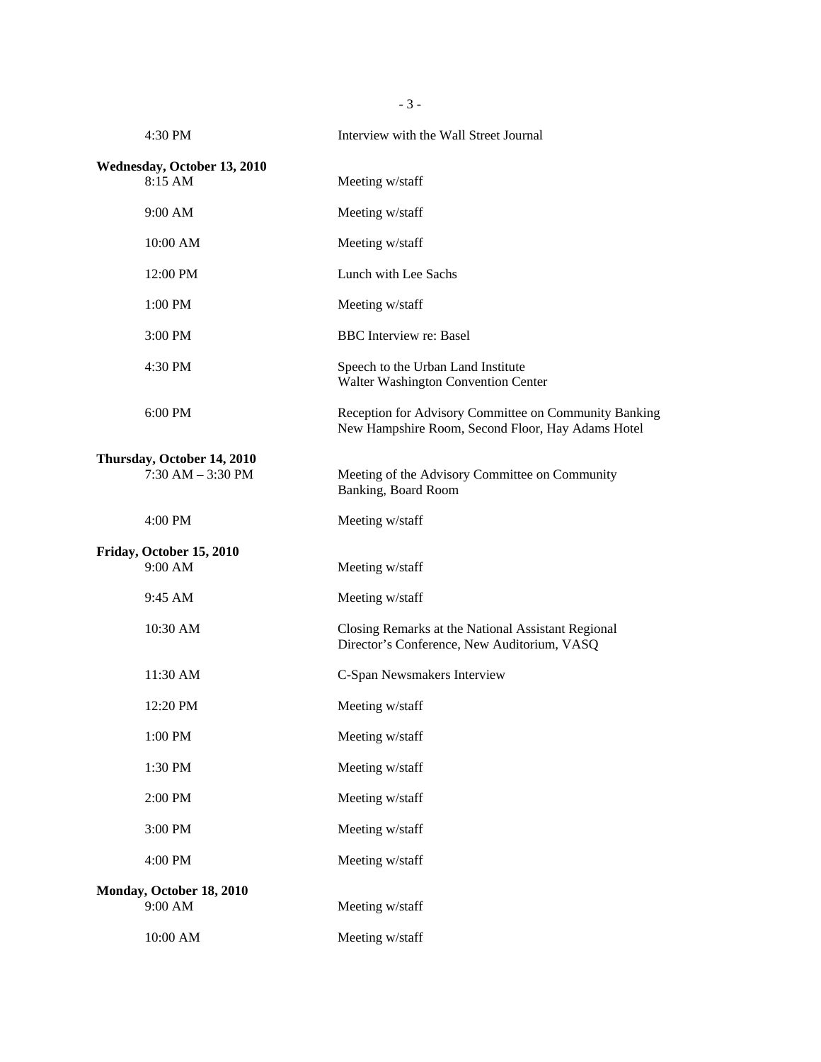| | |
|---|---|
| 4:30 PM | Interview with the Wall Street Journal |

**Wednesday, October 13, 2010**

| | |
|---|---|
| 8:15 AM | Meeting w/staff |
| 9:00 AM | Meeting w/staff |
| 10:00 AM | Meeting w/staff |
| 12:00 PM | Lunch with Lee Sachs |
| 1:00 PM | Meeting w/staff |
| 3:00 PM | BBC Interview re: Basel |
| 4:30 PM | Speech to the Urban Land Institute<br>Walter Washington Convention Center |
| 6:00 PM | Reception for Advisory Committee on Community Banking<br>New Hampshire Room, Second Floor, Hay Adams Hotel |

**Thursday, October 14, 2010**

| | |
|---|---|
| 7:30 AM – 3:30 PM | Meeting of the Advisory Committee on Community Banking, Board Room |
| 4:00 PM | Meeting w/staff |

**Friday, October 15, 2010**

| | |
|---|---|
| 9:00 AM | Meeting w/staff |
| 9:45 AM | Meeting w/staff |
| 10:30 AM | Closing Remarks at the National Assistant Regional Director's Conference, New Auditorium, VASQ |
| 11:30 AM | C-Span Newsmakers Interview |
| 12:20 PM | Meeting w/staff |
| 1:00 PM | Meeting w/staff |
| 1:30 PM | Meeting w/staff |
| 2:00 PM | Meeting w/staff |
| 3:00 PM | Meeting w/staff |
| 4:00 PM | Meeting w/staff |

**Monday, October 18, 2010**

| | |
|---|---|
| 9:00 AM | Meeting w/staff |
| 10:00 AM | Meeting w/staff |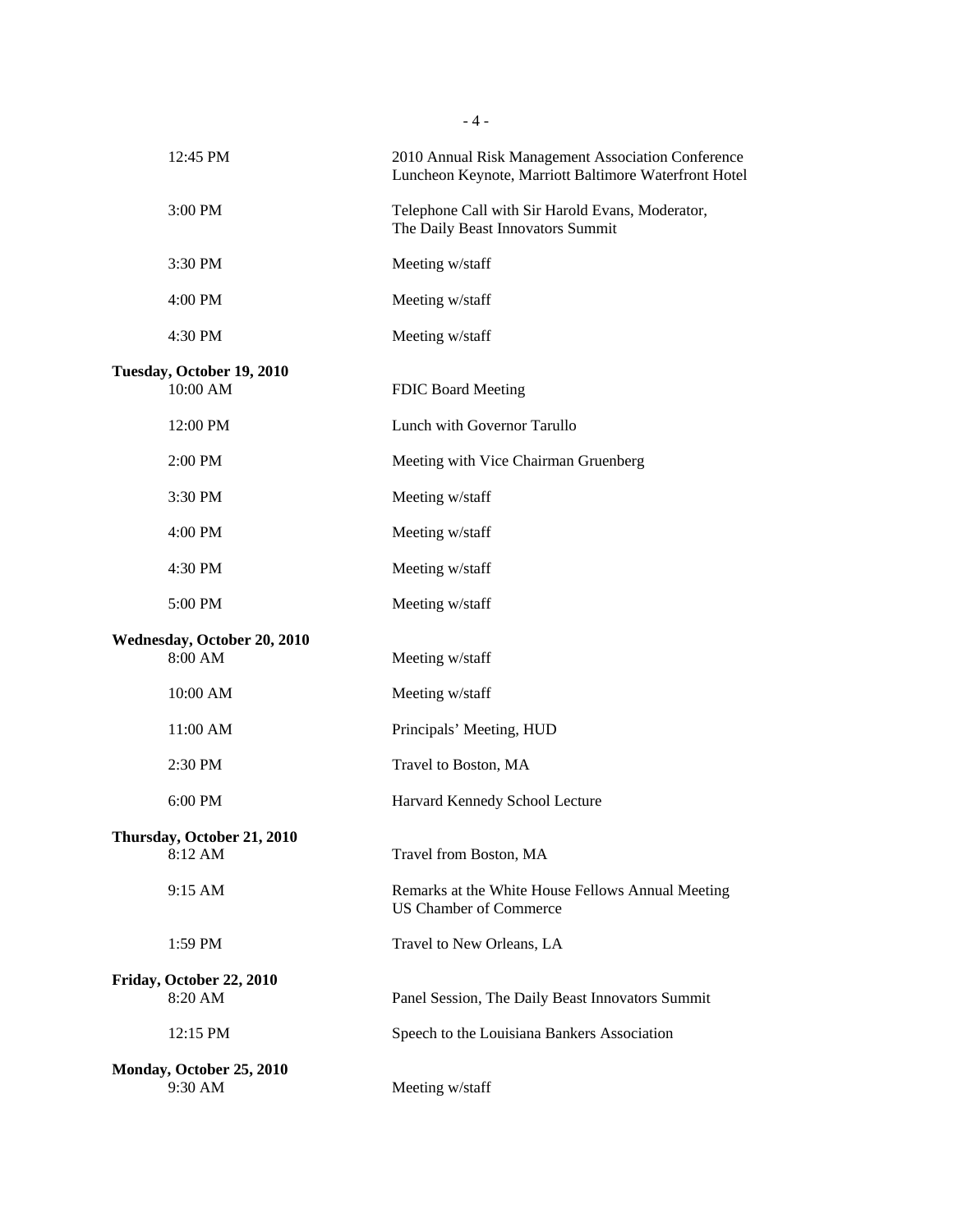| | |
|---|---|
| 12:45 PM | 2010 Annual Risk Management Association Conference Luncheon Keynote, Marriott Baltimore Waterfront Hotel |
| 3:00 PM | Telephone Call with Sir Harold Evans, Moderator, The Daily Beast Innovators Summit |
| 3:30 PM | Meeting w/staff |
| 4:00 PM | Meeting w/staff |
| 4:30 PM | Meeting w/staff |

**Tuesday, October 19, 2010**

| | |
|---|---|
| 10:00 AM | FDIC Board Meeting |
| 12:00 PM | Lunch with Governor Tarullo |
| 2:00 PM | Meeting with Vice Chairman Gruenberg |
| 3:30 PM | Meeting w/staff |
| 4:00 PM | Meeting w/staff |
| 4:30 PM | Meeting w/staff |
| 5:00 PM | Meeting w/staff |

**Wednesday, October 20, 2010**

| | |
|---|---|
| 8:00 AM | Meeting w/staff |
| 10:00 AM | Meeting w/staff |
| 11:00 AM | Principals' Meeting, HUD |
| 2:30 PM | Travel to Boston, MA |
| 6:00 PM | Harvard Kennedy School Lecture |

**Thursday, October 21, 2010**

| | |
|---|---|
| 8:12 AM | Travel from Boston, MA |
| 9:15 AM | Remarks at the White House Fellows Annual Meeting US Chamber of Commerce |
| 1:59 PM | Travel to New Orleans, LA |

**Friday, October 22, 2010**

| | |
|---|---|
| 8:20 AM | Panel Session, The Daily Beast Innovators Summit |
| 12:15 PM | Speech to the Louisiana Bankers Association |

**Monday, October 25, 2010**

| | |
|---|---|
| 9:30 AM | Meeting w/staff |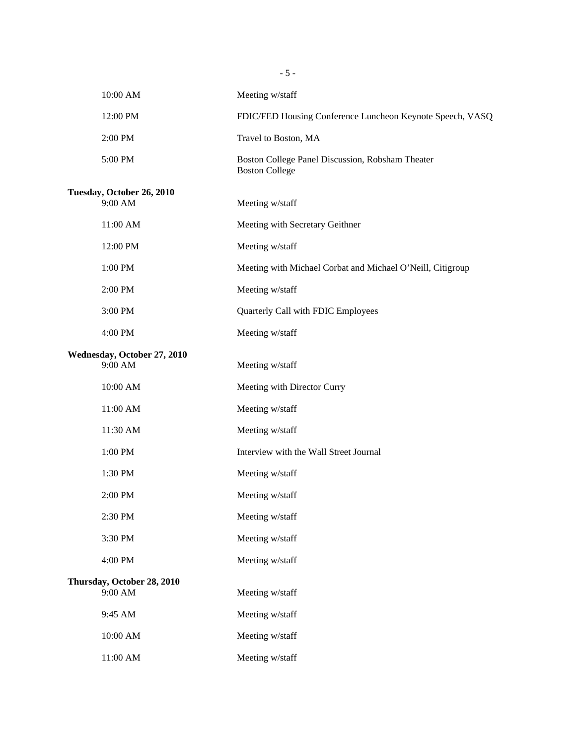| | |
|---|---|
| 10:00 AM | Meeting w/staff |
| 12:00 PM | FDIC/FED Housing Conference Luncheon Keynote Speech, VASQ |
| 2:00 PM | Travel to Boston, MA |
| 5:00 PM | Boston College Panel Discussion, Robsham Theater<br>Boston College |

**Tuesday, October 26, 2010**

| | |
|---|---|
| 9:00 AM | Meeting w/staff |
| 11:00 AM | Meeting with Secretary Geithner |
| 12:00 PM | Meeting w/staff |
| 1:00 PM | Meeting with Michael Corbat and Michael O'Neill, Citigroup |
| 2:00 PM | Meeting w/staff |
| 3:00 PM | Quarterly Call with FDIC Employees |
| 4:00 PM | Meeting w/staff |

**Wednesday, October 27, 2010**

| | |
|---|---|
| 9:00 AM | Meeting w/staff |
| 10:00 AM | Meeting with Director Curry |
| 11:00 AM | Meeting w/staff |
| 11:30 AM | Meeting w/staff |
| 1:00 PM | Interview with the Wall Street Journal |
| 1:30 PM | Meeting w/staff |
| 2:00 PM | Meeting w/staff |
| 2:30 PM | Meeting w/staff |
| 3:30 PM | Meeting w/staff |
| 4:00 PM | Meeting w/staff |

**Thursday, October 28, 2010**

| | |
|---|---|
| 9:00 AM | Meeting w/staff |
| 9:45 AM | Meeting w/staff |
| 10:00 AM | Meeting w/staff |
| 11:00 AM | Meeting w/staff |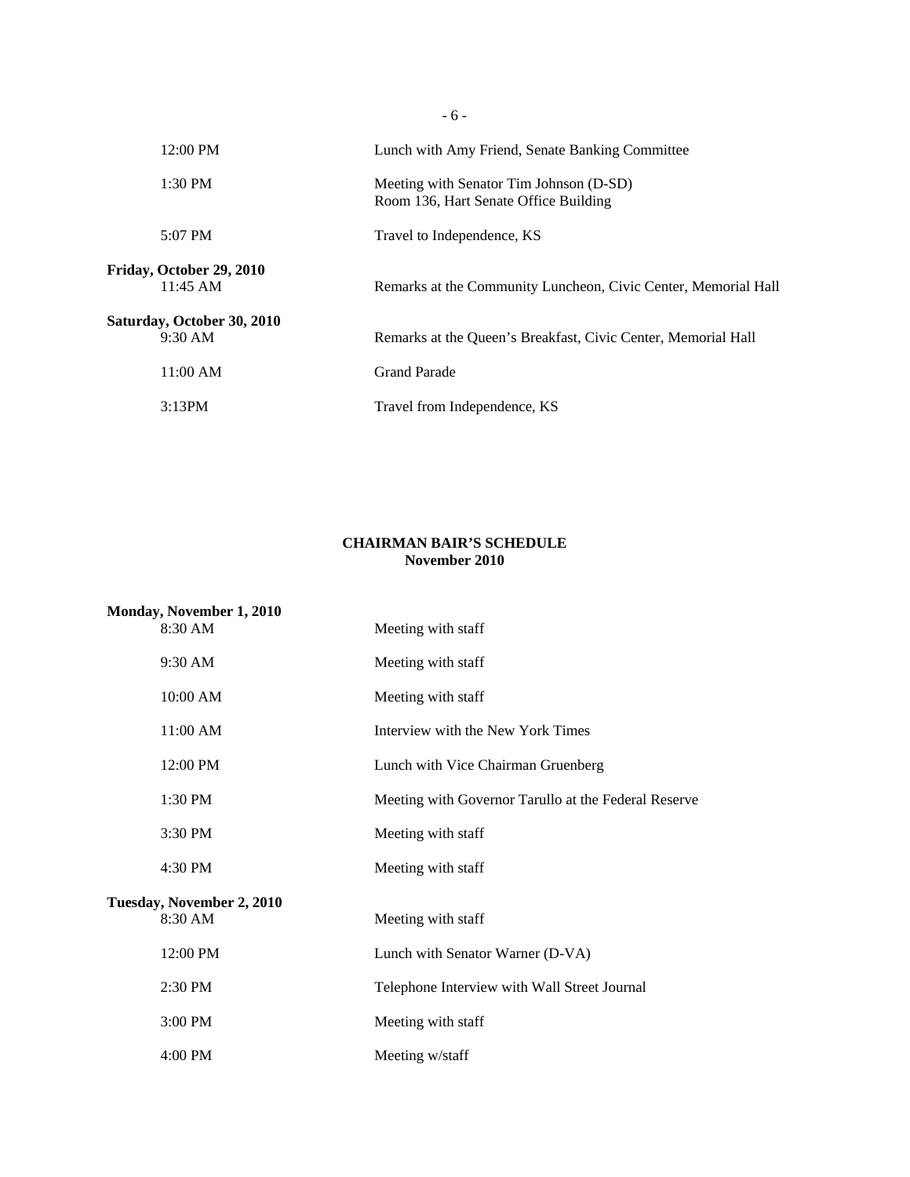| | |
|---|---|
| 12:00 PM | Lunch with Amy Friend, Senate Banking Committee |
| 1:30 PM | Meeting with Senator Tim Johnson (D-SD)<br>Room 136, Hart Senate Office Building |
| 5:07 PM | Travel to Independence, KS |

**Friday, October 29, 2010**

| | |
|---|---|
| 11:45 AM | Remarks at the Community Luncheon, Civic Center, Memorial Hall |

**Saturday, October 30, 2010**

| | |
|---|---|
| 9:30 AM | Remarks at the Queen's Breakfast, Civic Center, Memorial Hall |
| 11:00 AM | Grand Parade |
| 3:13PM | Travel from Independence, KS |

## CHAIRMAN BAIR'S SCHEDULE
## November 2010

**Monday, November 1, 2010**

| | |
|---|---|
| 8:30 AM | Meeting with staff |
| 9:30 AM | Meeting with staff |
| 10:00 AM | Meeting with staff |
| 11:00 AM | Interview with the New York Times |
| 12:00 PM | Lunch with Vice Chairman Gruenberg |
| 1:30 PM | Meeting with Governor Tarullo at the Federal Reserve |
| 3:30 PM | Meeting with staff |
| 4:30 PM | Meeting with staff |

**Tuesday, November 2, 2010**

| | |
|---|---|
| 8:30 AM | Meeting with staff |
| 12:00 PM | Lunch with Senator Warner (D-VA) |
| 2:30 PM | Telephone Interview with Wall Street Journal |
| 3:00 PM | Meeting with staff |
| 4:00 PM | Meeting w/staff |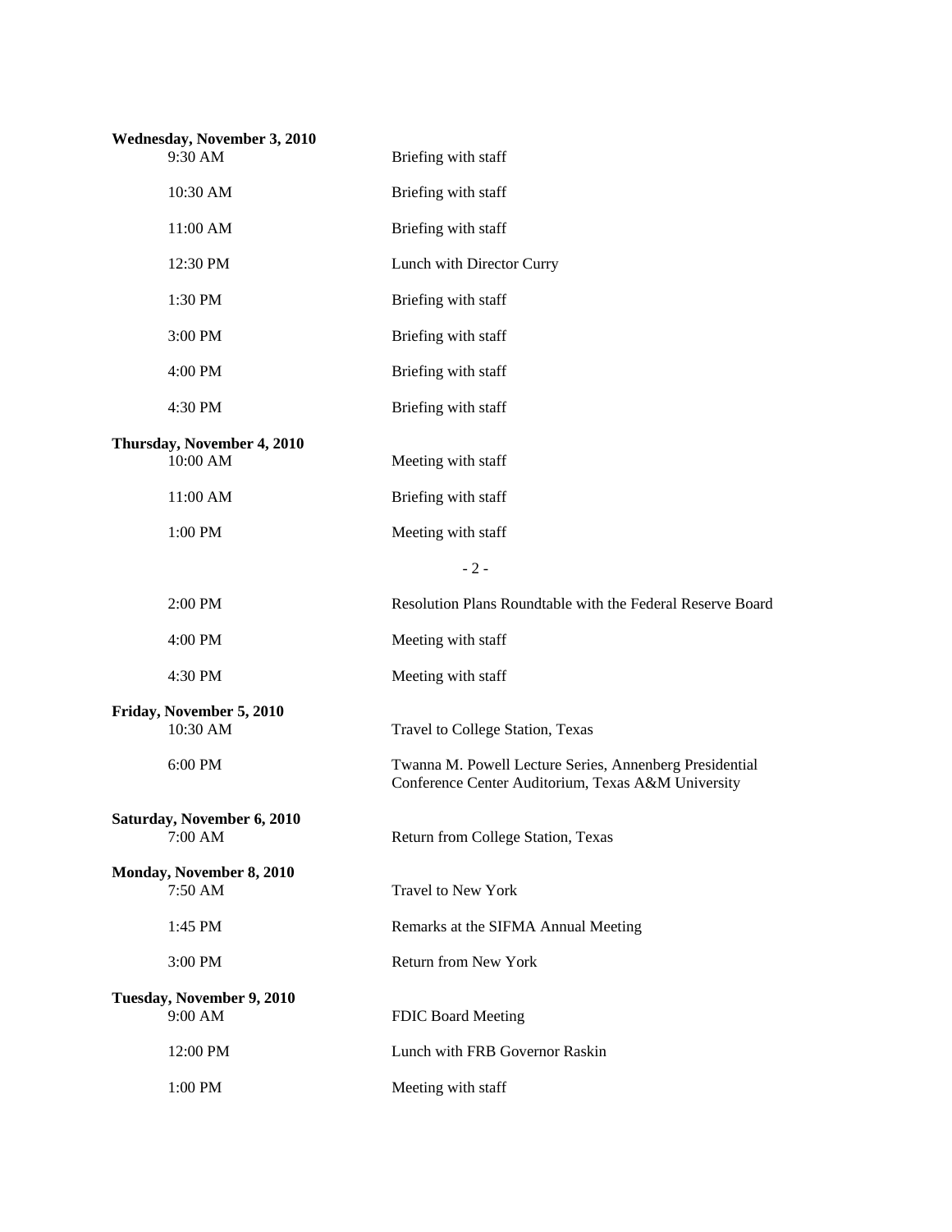**Wednesday, November 3, 2010**

| | |
|---|---|
| 9:30 AM | Briefing with staff |
| 10:30 AM | Briefing with staff |
| 11:00 AM | Briefing with staff |
| 12:30 PM | Lunch with Director Curry |
| 1:30 PM | Briefing with staff |
| 3:00 PM | Briefing with staff |
| 4:00 PM | Briefing with staff |
| 4:30 PM | Briefing with staff |

**Thursday, November 4, 2010**

| | |
|---|---|
| 10:00 AM | Meeting with staff |
| 11:00 AM | Briefing with staff |
| 1:00 PM | Meeting with staff |
| 2:00 PM | Resolution Plans Roundtable with the Federal Reserve Board |
| 4:00 PM | Meeting with staff |
| 4:30 PM | Meeting with staff |

**Friday, November 5, 2010**

| | |
|---|---|
| 10:30 AM | Travel to College Station, Texas |
| 6:00 PM | Twanna M. Powell Lecture Series, Annenberg Presidential Conference Center Auditorium, Texas A&M University |

**Saturday, November 6, 2010**

| | |
|---|---|
| 7:00 AM | Return from College Station, Texas |

**Monday, November 8, 2010**

| | |
|---|---|
| 7:50 AM | Travel to New York |
| 1:45 PM | Remarks at the SIFMA Annual Meeting |
| 3:00 PM | Return from New York |

**Tuesday, November 9, 2010**

| | |
|---|---|
| 9:00 AM | FDIC Board Meeting |
| 12:00 PM | Lunch with FRB Governor Raskin |
| 1:00 PM | Meeting with staff |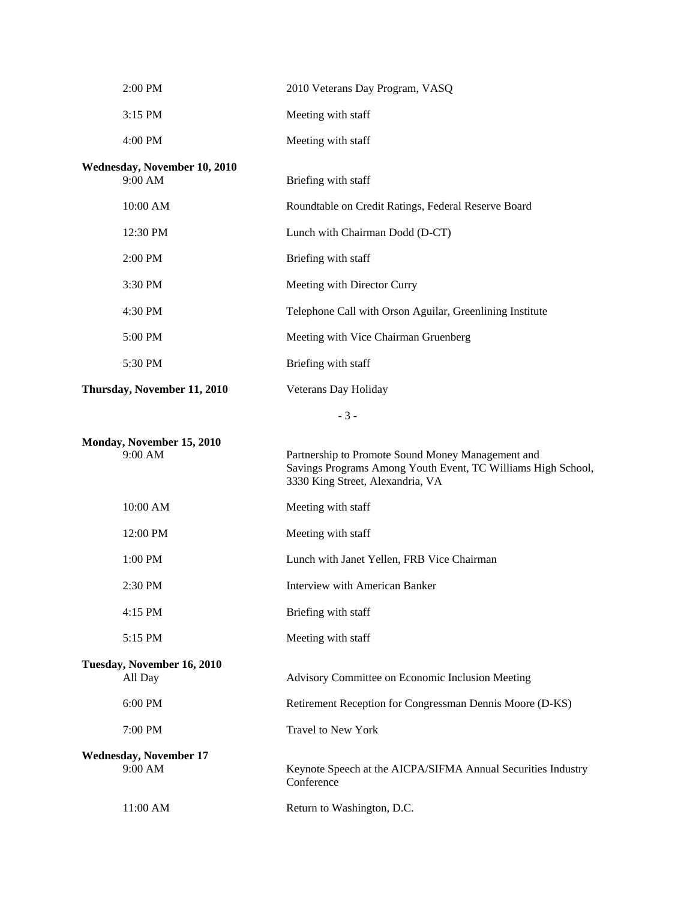| | |
|---|---|
| 2:00 PM | 2010 Veterans Day Program, VASQ |
| 3:15 PM | Meeting with staff |
| 4:00 PM | Meeting with staff |

**Wednesday, November 10, 2010**

| | |
|---|---|
| 9:00 AM | Briefing with staff |
| 10:00 AM | Roundtable on Credit Ratings, Federal Reserve Board |
| 12:30 PM | Lunch with Chairman Dodd (D-CT) |
| 2:00 PM | Briefing with staff |
| 3:30 PM | Meeting with Director Curry |
| 4:30 PM | Telephone Call with Orson Aguilar, Greenlining Institute |
| 5:00 PM | Meeting with Vice Chairman Gruenberg |
| 5:30 PM | Briefing with staff |

**Thursday, November 11, 2010** — Veterans Day Holiday

**Monday, November 15, 2010**

| | |
|---|---|
| 9:00 AM | Partnership to Promote Sound Money Management and Savings Programs Among Youth Event, TC Williams High School, 3330 King Street, Alexandria, VA |
| 10:00 AM | Meeting with staff |
| 12:00 PM | Meeting with staff |
| 1:00 PM | Lunch with Janet Yellen, FRB Vice Chairman |
| 2:30 PM | Interview with American Banker |
| 4:15 PM | Briefing with staff |
| 5:15 PM | Meeting with staff |

**Tuesday, November 16, 2010**

| | |
|---|---|
| All Day | Advisory Committee on Economic Inclusion Meeting |
| 6:00 PM | Retirement Reception for Congressman Dennis Moore (D-KS) |
| 7:00 PM | Travel to New York |

**Wednesday, November 17**

| | |
|---|---|
| 9:00 AM | Keynote Speech at the AICPA/SIFMA Annual Securities Industry Conference |
| 11:00 AM | Return to Washington, D.C. |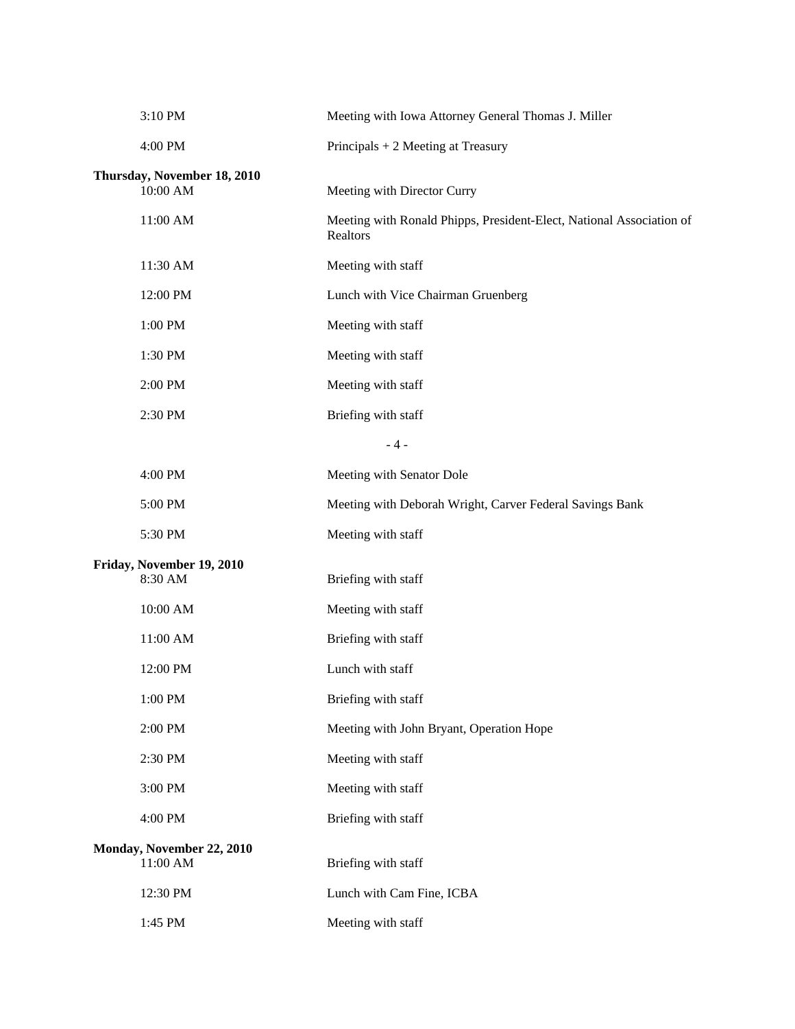| | |
|---|---|
| 3:10 PM | Meeting with Iowa Attorney General Thomas J. Miller |
| 4:00 PM | Principals + 2 Meeting at Treasury |

**Thursday, November 18, 2010**

| | |
|---|---|
| 10:00 AM | Meeting with Director Curry |
| 11:00 AM | Meeting with Ronald Phipps, President-Elect, National Association of Realtors |
| 11:30 AM | Meeting with staff |
| 12:00 PM | Lunch with Vice Chairman Gruenberg |
| 1:00 PM | Meeting with staff |
| 1:30 PM | Meeting with staff |
| 2:00 PM | Meeting with staff |
| 2:30 PM | Briefing with staff |
| 4:00 PM | Meeting with Senator Dole |
| 5:00 PM | Meeting with Deborah Wright, Carver Federal Savings Bank |
| 5:30 PM | Meeting with staff |

**Friday, November 19, 2010**

| | |
|---|---|
| 8:30 AM | Briefing with staff |
| 10:00 AM | Meeting with staff |
| 11:00 AM | Briefing with staff |
| 12:00 PM | Lunch with staff |
| 1:00 PM | Briefing with staff |
| 2:00 PM | Meeting with John Bryant, Operation Hope |
| 2:30 PM | Meeting with staff |
| 3:00 PM | Meeting with staff |
| 4:00 PM | Briefing with staff |

**Monday, November 22, 2010**

| | |
|---|---|
| 11:00 AM | Briefing with staff |
| 12:30 PM | Lunch with Cam Fine, ICBA |
| 1:45 PM | Meeting with staff |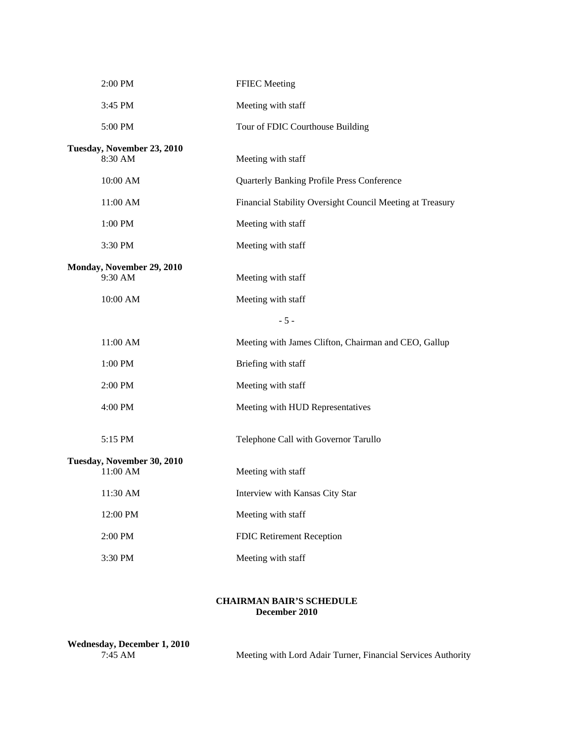2:00 PM FFIEC Meeting

3:45 PM Meeting with staff

5:00 PM Tour of FDIC Courthouse Building

**Tuesday, November 23, 2010**

8:30 AM Meeting with staff

10:00 AM Quarterly Banking Profile Press Conference

11:00 AM Financial Stability Oversight Council Meeting at Treasury

1:00 PM Meeting with staff

3:30 PM Meeting with staff

**Monday, November 29, 2010**

9:30 AM Meeting with staff

10:00 AM Meeting with staff

11:00 AM Meeting with James Clifton, Chairman and CEO, Gallup

1:00 PM Briefing with staff

2:00 PM Meeting with staff

4:00 PM Meeting with HUD Representatives

5:15 PM Telephone Call with Governor Tarullo

**Tuesday, November 30, 2010**

11:00 AM Meeting with staff

11:30 AM Interview with Kansas City Star

12:00 PM Meeting with staff

2:00 PM FDIC Retirement Reception

3:30 PM Meeting with staff

## CHAIRMAN BAIR'S SCHEDULE
## December 2010

**Wednesday, December 1, 2010**

7:45 AM Meeting with Lord Adair Turner, Financial Services Authority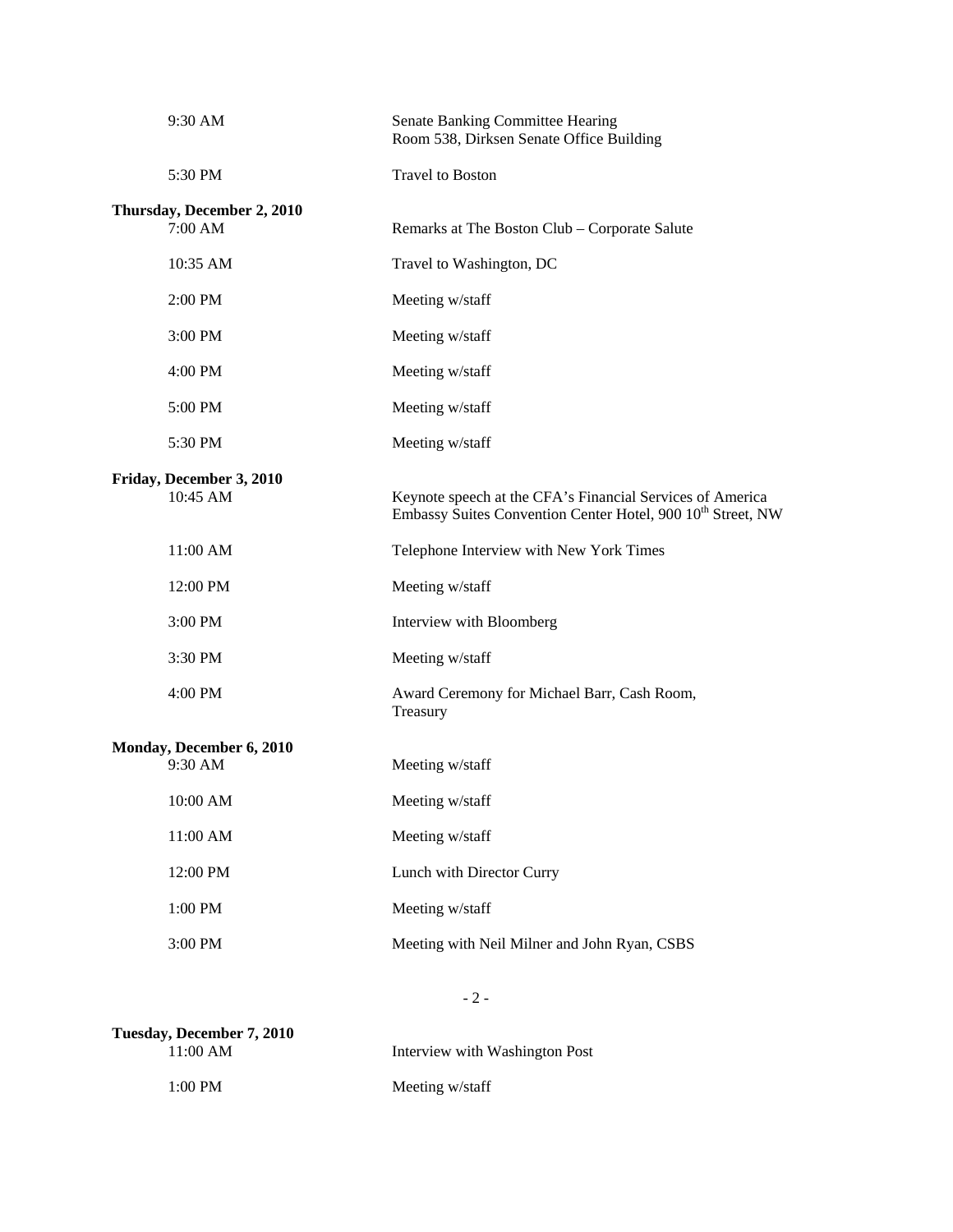| | |
|---|---|
| 9:30 AM | Senate Banking Committee Hearing<br>Room 538, Dirksen Senate Office Building |
| 5:30 PM | Travel to Boston |

**Thursday, December 2, 2010**

| | |
|---|---|
| 7:00 AM | Remarks at The Boston Club – Corporate Salute |
| 10:35 AM | Travel to Washington, DC |
| 2:00 PM | Meeting w/staff |
| 3:00 PM | Meeting w/staff |
| 4:00 PM | Meeting w/staff |
| 5:00 PM | Meeting w/staff |
| 5:30 PM | Meeting w/staff |

**Friday, December 3, 2010**

| | |
|---|---|
| 10:45 AM | Keynote speech at the CFA's Financial Services of America<br>Embassy Suites Convention Center Hotel, 900 10th Street, NW |
| 11:00 AM | Telephone Interview with New York Times |
| 12:00 PM | Meeting w/staff |
| 3:00 PM | Interview with Bloomberg |
| 3:30 PM | Meeting w/staff |
| 4:00 PM | Award Ceremony for Michael Barr, Cash Room,<br>Treasury |

**Monday, December 6, 2010**

| | |
|---|---|
| 9:30 AM | Meeting w/staff |
| 10:00 AM | Meeting w/staff |
| 11:00 AM | Meeting w/staff |
| 12:00 PM | Lunch with Director Curry |
| 1:00 PM | Meeting w/staff |
| 3:00 PM | Meeting with Neil Milner and John Ryan, CSBS |

**Tuesday, December 7, 2010**

| | |
|---|---|
| 11:00 AM | Interview with Washington Post |
| 1:00 PM | Meeting w/staff |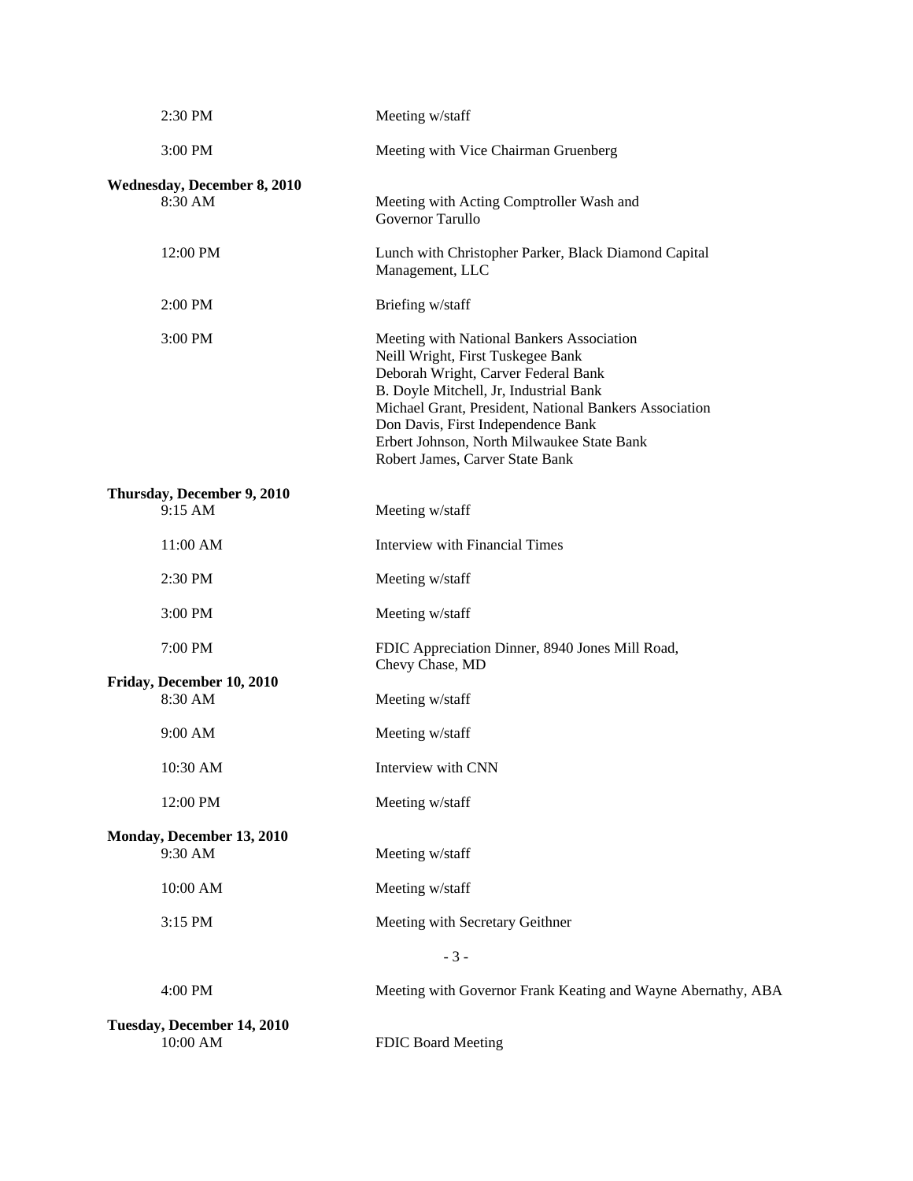| | |
|---|---|
| 2:30 PM | Meeting w/staff |
| 3:00 PM | Meeting with Vice Chairman Gruenberg |
| **Wednesday, December 8, 2010** | |
| 8:30 AM | Meeting with Acting Comptroller Wash and Governor Tarullo |
| 12:00 PM | Lunch with Christopher Parker, Black Diamond Capital Management, LLC |
| 2:00 PM | Briefing w/staff |
| 3:00 PM | Meeting with National Bankers Association<br>Neill Wright, First Tuskegee Bank<br>Deborah Wright, Carver Federal Bank<br>B. Doyle Mitchell, Jr, Industrial Bank<br>Michael Grant, President, National Bankers Association<br>Don Davis, First Independence Bank<br>Erbert Johnson, North Milwaukee State Bank<br>Robert James, Carver State Bank |
| **Thursday, December 9, 2010** | |
| 9:15 AM | Meeting w/staff |
| 11:00 AM | Interview with Financial Times |
| 2:30 PM | Meeting w/staff |
| 3:00 PM | Meeting w/staff |
| 7:00 PM | FDIC Appreciation Dinner, 8940 Jones Mill Road, Chevy Chase, MD |
| **Friday, December 10, 2010** | |
| 8:30 AM | Meeting w/staff |
| 9:00 AM | Meeting w/staff |
| 10:30 AM | Interview with CNN |
| 12:00 PM | Meeting w/staff |
| **Monday, December 13, 2010** | |
| 9:30 AM | Meeting w/staff |
| 10:00 AM | Meeting w/staff |
| 3:15 PM | Meeting with Secretary Geithner |
| 4:00 PM | Meeting with Governor Frank Keating and Wayne Abernathy, ABA |
| **Tuesday, December 14, 2010** | |
| 10:00 AM | FDIC Board Meeting |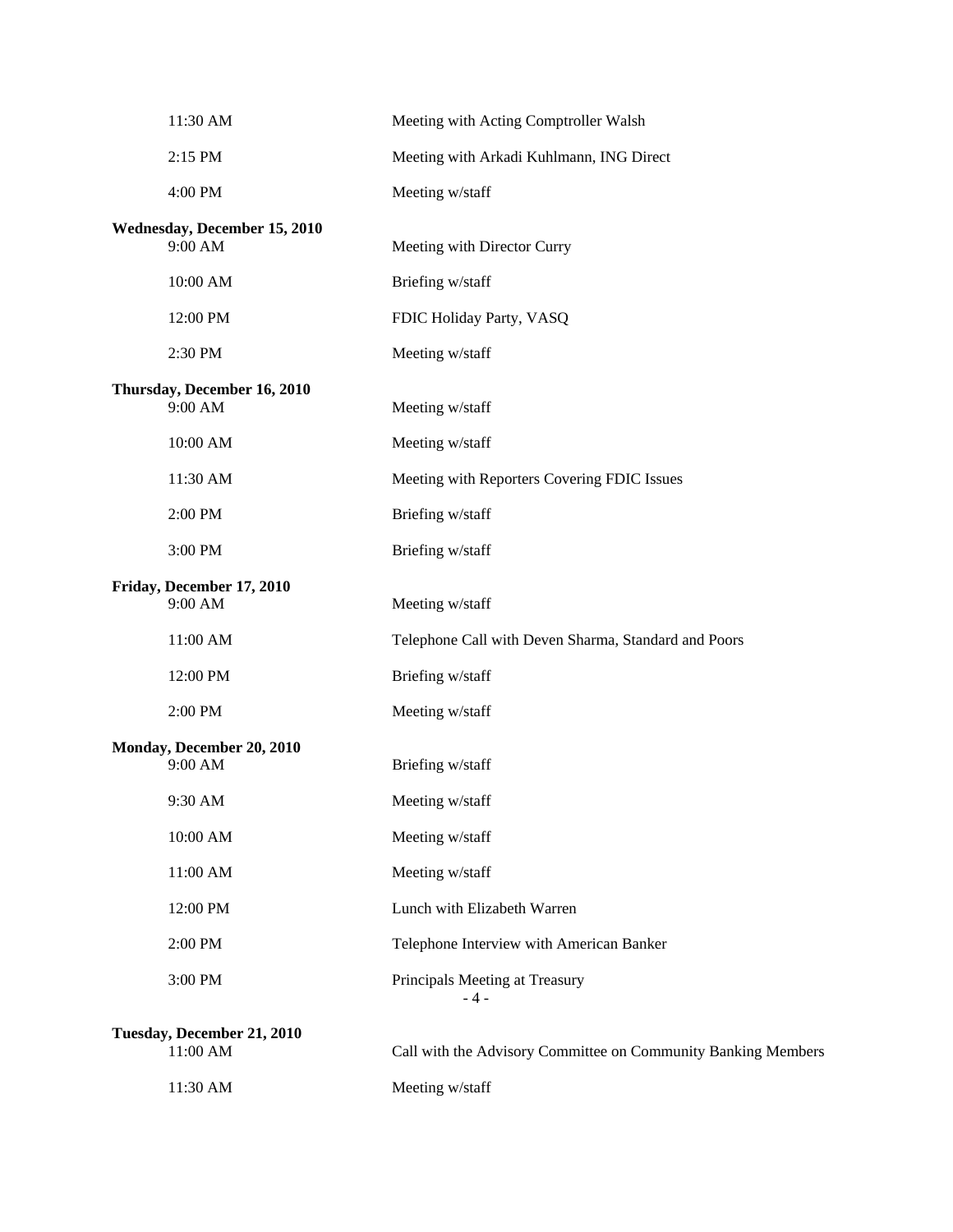| | |
|---|---|
| 11:30 AM | Meeting with Acting Comptroller Walsh |
| 2:15 PM | Meeting with Arkadi Kuhlmann, ING Direct |
| 4:00 PM | Meeting w/staff |

**Wednesday, December 15, 2010**

| | |
|---|---|
| 9:00 AM | Meeting with Director Curry |
| 10:00 AM | Briefing w/staff |
| 12:00 PM | FDIC Holiday Party, VASQ |
| 2:30 PM | Meeting w/staff |

**Thursday, December 16, 2010**

| | |
|---|---|
| 9:00 AM | Meeting w/staff |
| 10:00 AM | Meeting w/staff |
| 11:30 AM | Meeting with Reporters Covering FDIC Issues |
| 2:00 PM | Briefing w/staff |
| 3:00 PM | Briefing w/staff |

**Friday, December 17, 2010**

| | |
|---|---|
| 9:00 AM | Meeting w/staff |
| 11:00 AM | Telephone Call with Deven Sharma, Standard and Poors |
| 12:00 PM | Briefing w/staff |
| 2:00 PM | Meeting w/staff |

**Monday, December 20, 2010**

| | |
|---|---|
| 9:00 AM | Briefing w/staff |
| 9:30 AM | Meeting w/staff |
| 10:00 AM | Meeting w/staff |
| 11:00 AM | Meeting w/staff |
| 12:00 PM | Lunch with Elizabeth Warren |
| 2:00 PM | Telephone Interview with American Banker |
| 3:00 PM | Principals Meeting at Treasury |

**Tuesday, December 21, 2010**

| | |
|---|---|
| 11:00 AM | Call with the Advisory Committee on Community Banking Members |
| 11:30 AM | Meeting w/staff |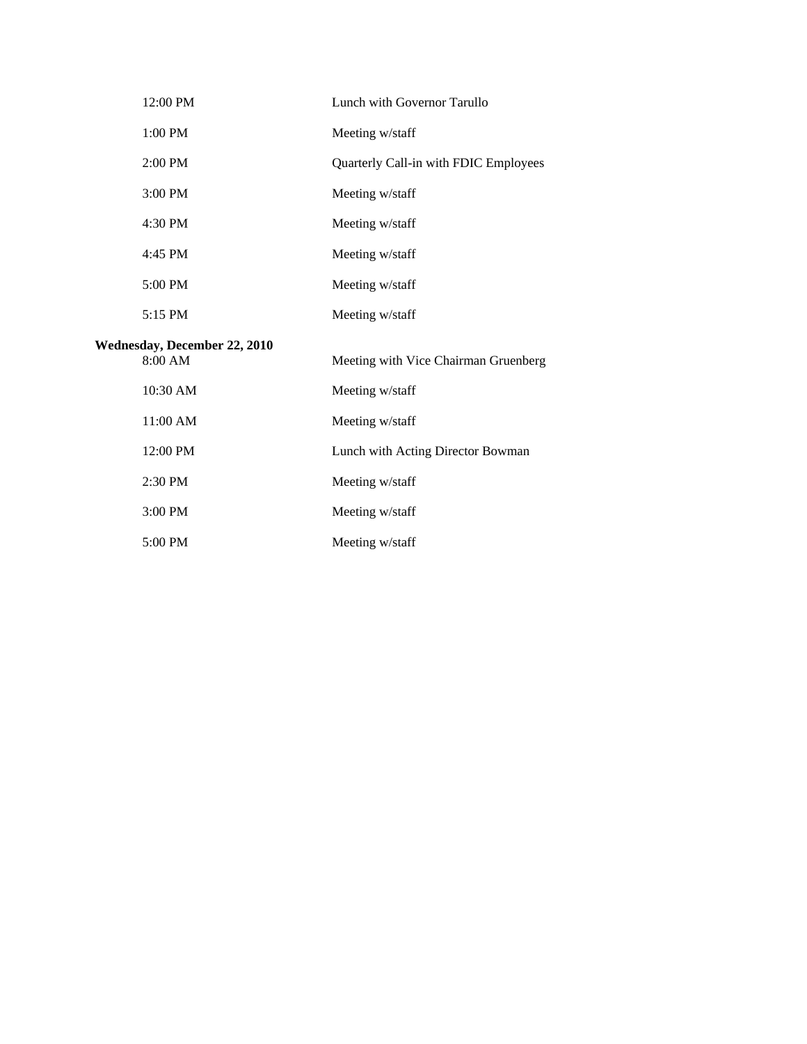| | |
|---|---|
| 12:00 PM | Lunch with Governor Tarullo |
| 1:00 PM | Meeting w/staff |
| 2:00 PM | Quarterly Call-in with FDIC Employees |
| 3:00 PM | Meeting w/staff |
| 4:30 PM | Meeting w/staff |
| 4:45 PM | Meeting w/staff |
| 5:00 PM | Meeting w/staff |
| 5:15 PM | Meeting w/staff |

**Wednesday, December 22, 2010**

| | |
|---|---|
| 8:00 AM | Meeting with Vice Chairman Gruenberg |
| 10:30 AM | Meeting w/staff |
| 11:00 AM | Meeting w/staff |
| 12:00 PM | Lunch with Acting Director Bowman |
| 2:30 PM | Meeting w/staff |
| 3:00 PM | Meeting w/staff |
| 5:00 PM | Meeting w/staff |